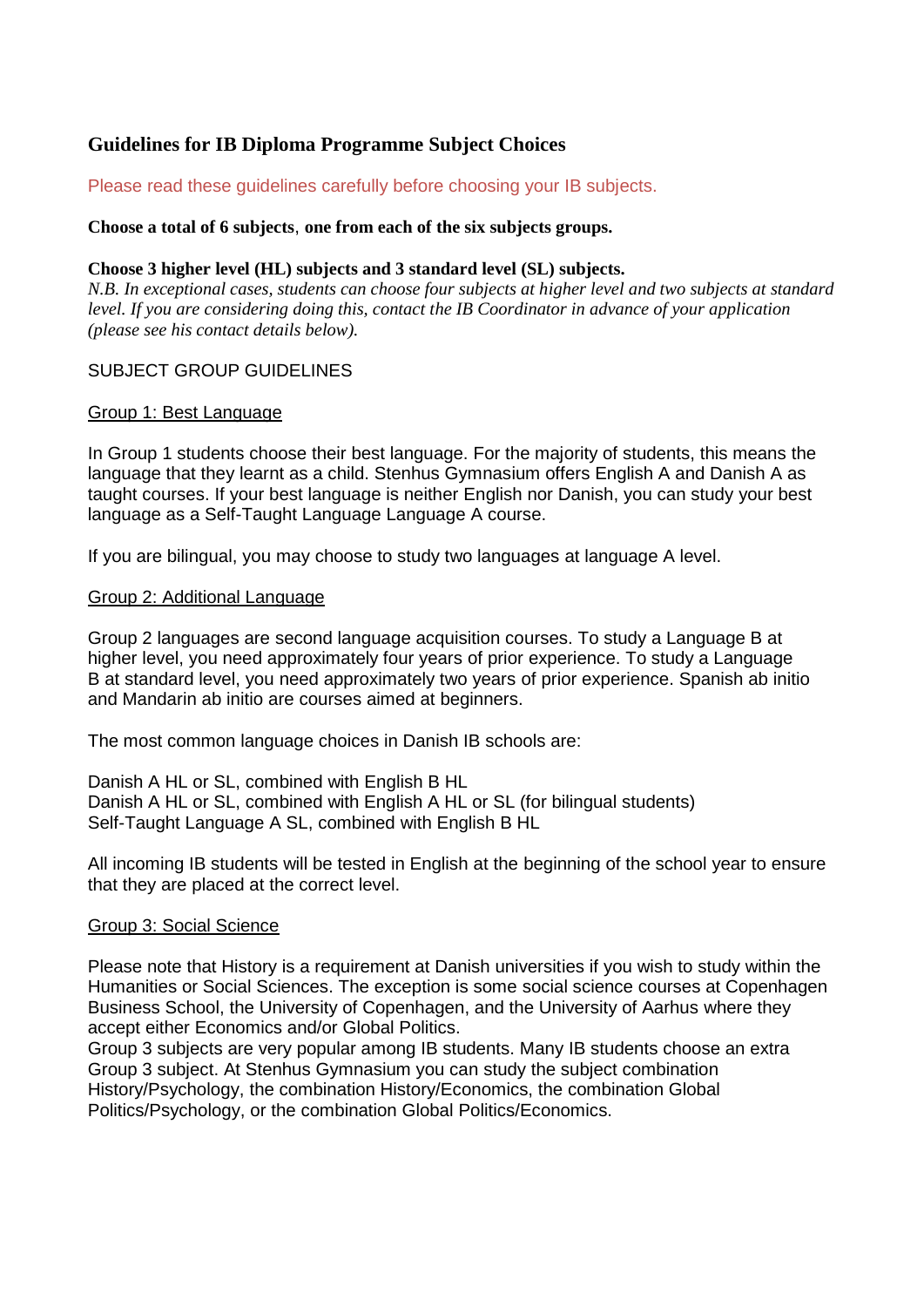# Guidelines for IB Diploma Programme Subject Choices

Please read these guidelines carefully before choosing your IB subjects.

**Choose a total of 6 subjects**, **one from each of the six subjects groups.**

**Choose 3 higher level (HL) subjects and 3 standard level (SL) subjects.**

*N.B. In exceptional cases, students can choose four subjects at higher level and two subjects at standard level. If you are considering doing this, contact the IB Coordinator in advance of your application (please see his contact details below).*

## SUBJECT GROUP GUIDELINES

### Group 1: Best Language

In Group 1 students choose their best language. For the majority of students, this means the language that they learnt as a child. Stenhus Gymnasium offers English A and Danish A as taught courses. If your best language is neither English nor Danish, you can study your best language as a Self-Taught Language Language A course.

If you are bilingual, you may choose to study two languages at language A level.

### Group 2: Additional Language

Group 2 languages are second language acquisition courses. To study a Language B at higher level, you need approximately four years of prior experience. To study a Language B at standard level, you need approximately two years of prior experience. Spanish ab initio and Mandarin ab initio are courses aimed at beginners.

The most common language choices in Danish IB schools are:

Danish A HL or SL, combined with English B HL
Danish A HL or SL, combined with English A HL or SL (for bilingual students)
Self-Taught Language A SL, combined with English B HL

All incoming IB students will be tested in English at the beginning of the school year to ensure that they are placed at the correct level.

### Group 3: Social Science

Please note that History is a requirement at Danish universities if you wish to study within the Humanities or Social Sciences. The exception is some social science courses at Copenhagen Business School, the University of Copenhagen, and the University of Aarhus where they accept either Economics and/or Global Politics.
Group 3 subjects are very popular among IB students. Many IB students choose an extra Group 3 subject. At Stenhus Gymnasium you can study the subject combination History/Psychology, the combination History/Economics, the combination Global Politics/Psychology, or the combination Global Politics/Economics.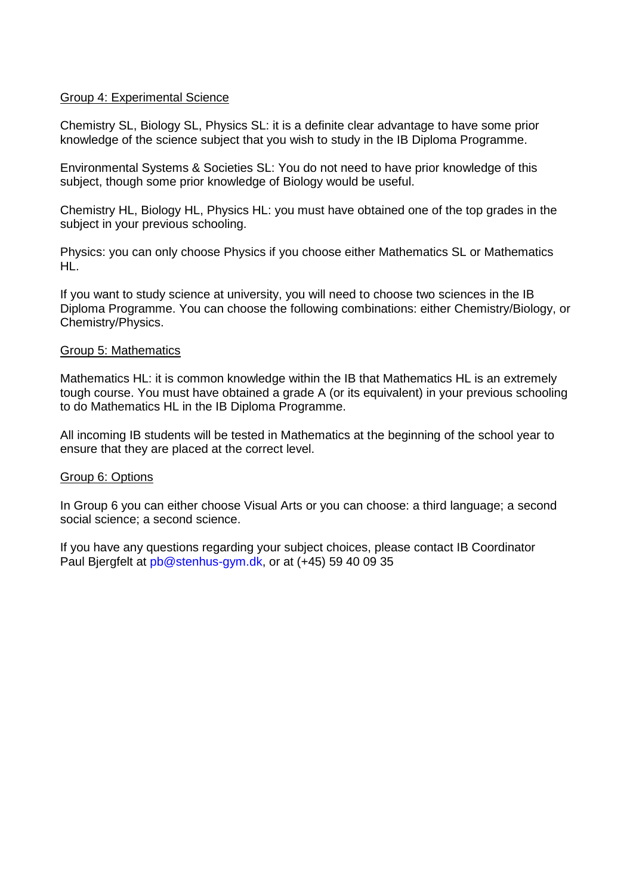## Group 4: Experimental Science

Chemistry SL, Biology SL, Physics SL: it is a definite clear advantage to have some prior knowledge of the science subject that you wish to study in the IB Diploma Programme.

Environmental Systems & Societies SL: You do not need to have prior knowledge of this subject, though some prior knowledge of Biology would be useful.

Chemistry HL, Biology HL, Physics HL: you must have obtained one of the top grades in the subject in your previous schooling.

Physics: you can only choose Physics if you choose either Mathematics SL or Mathematics HL.

If you want to study science at university, you will need to choose two sciences in the IB Diploma Programme. You can choose the following combinations: either Chemistry/Biology, or Chemistry/Physics.

## Group 5: Mathematics

Mathematics HL: it is common knowledge within the IB that Mathematics HL is an extremely tough course. You must have obtained a grade A (or its equivalent) in your previous schooling to do Mathematics HL in the IB Diploma Programme.

All incoming IB students will be tested in Mathematics at the beginning of the school year to ensure that they are placed at the correct level.

## Group 6: Options

In Group 6 you can either choose Visual Arts or you can choose: a third language; a second social science; a second science.

If you have any questions regarding your subject choices, please contact IB Coordinator Paul Bjergfelt at pb@stenhus-gym.dk, or at (+45) 59 40 09 35